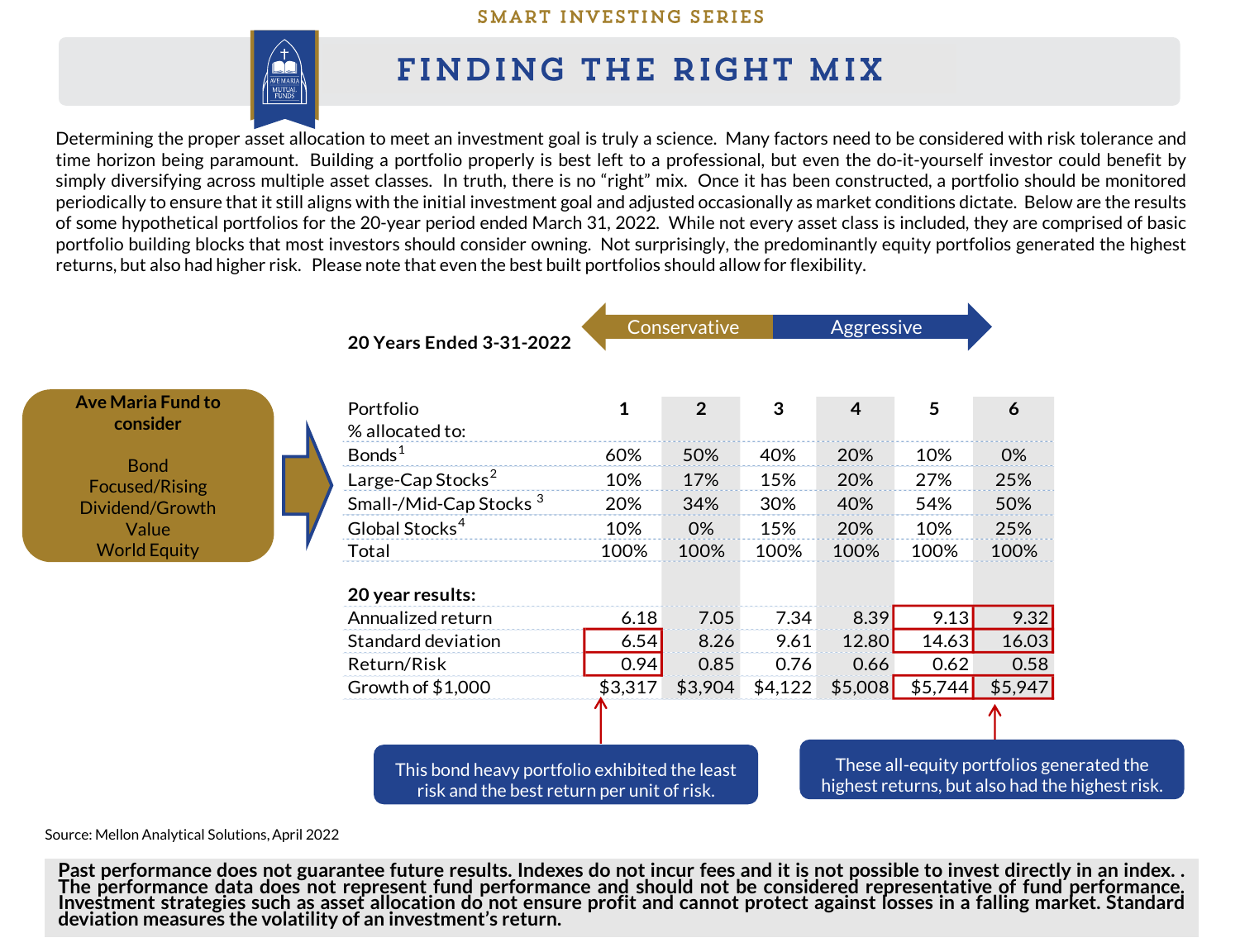SMART INVESTING SERIES

# FINDING THE RIGHT MIX

Determining the proper asset allocation to meet an investment goal is truly a science. Many factors need to be considered with risk tolerance and time horizon being paramount. Building a portfolio properly is best left to a professional, but even the do-it-yourself investor could benefit by simply diversifying across multiple asset classes. In truth, there is no "right" mix. Once it has been constructed, a portfolio should be monitored periodically to ensure that it still aligns with the initial investment goal and adjusted occasionally as market conditions dictate. Below are the results of some hypothetical portfolios for the 20-year period ended March 31, 2022. While not every asset class is included, they are comprised of basic portfolio building blocks that most investors should consider owning. Not surprisingly, the predominantly equity portfolios generated the highest returns, but also had higher risk. Please note that even the best built portfolios should allow for flexibility.

**20 Years Ended 3-31-2022**

Conservative → Aggressive

**Ave Maria Fund to consider**

Bond
Focused/Rising Dividend/Growth
Value
World Equity

| Portfolio | 1 | 2 | 3 | 4 | 5 | 6 |
|---|---|---|---|---|---|---|
| % allocated to: | | | | | | |
| Bonds[1] | 60% | 50% | 40% | 20% | 10% | 0% |
| Large-Cap Stocks[2] | 10% | 17% | 15% | 20% | 27% | 25% |
| Small-/Mid-Cap Stocks[3] | 20% | 34% | 30% | 40% | 54% | 50% |
| Global Stocks[4] | 10% | 0% | 15% | 20% | 10% | 25% |
| Total | 100% | 100% | 100% | 100% | 100% | 100% |
| **20 year results:** | | | | | | |
| Annualized return | 6.18 | 7.05 | 7.34 | 8.39 | 9.13 | 9.32 |
| Standard deviation | 6.54 | 8.26 | 9.61 | 12.80 | 14.63 | 16.03 |
| Return/Risk | 0.94 | 0.85 | 0.76 | 0.66 | 0.62 | 0.58 |
| Growth of $1,000 | $3,317 | $3,904 | $4,122 | $5,008 | $5,744 | $5,947 |

This bond heavy portfolio exhibited the least risk and the best return per unit of risk.

These all-equity portfolios generated the highest returns, but also had the highest risk.

Source: Mellon Analytical Solutions, April 2022

**Past performance does not guarantee future results. Indexes do not incur fees and it is not possible to invest directly in an index. . The performance data does not represent fund performance and should not be considered representative of fund performance. Investment strategies such as asset allocation do not ensure profit and cannot protect against losses in a falling market. Standard deviation measures the volatility of an investment's return.**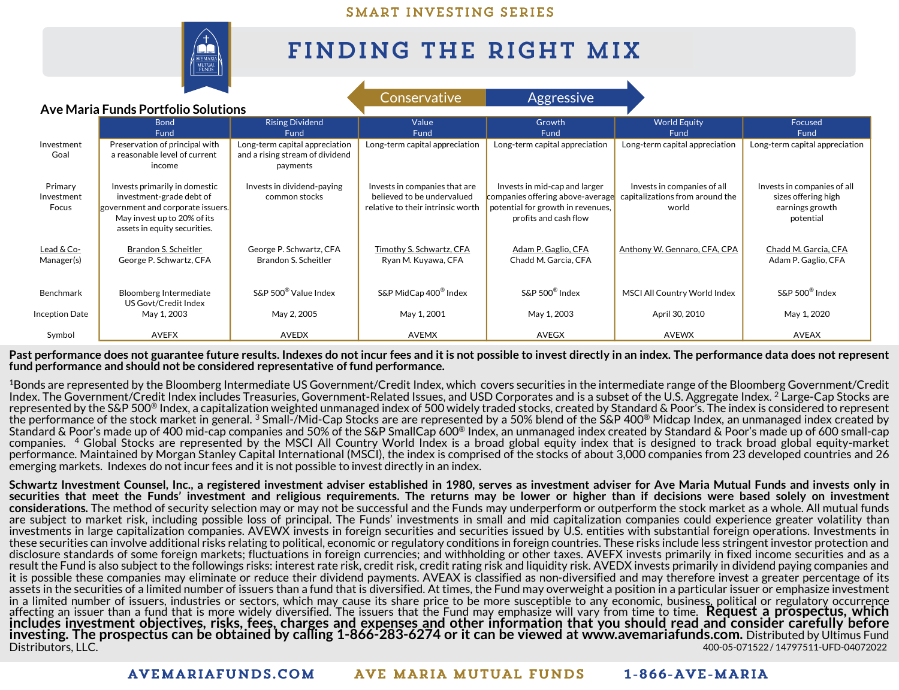SMART INVESTING SERIES

# FINDING THE RIGHT MIX

Conservative ← → Aggressive

## Ave Maria Funds Portfolio Solutions

| | Bond Fund | Rising Dividend Fund | Value Fund | Growth Fund | World Equity Fund | Focused Fund |
|---|---|---|---|---|---|---|
| Investment Goal | Preservation of principal with a reasonable level of current income | Long-term capital appreciation and a rising stream of dividend payments | Long-term capital appreciation | Long-term capital appreciation | Long-term capital appreciation | Long-term capital appreciation |
| Primary Investment Focus | Invests primarily in domestic investment-grade debt of government and corporate issuers. May invest up to 20% of its assets in equity securities. | Invests in dividend-paying common stocks | Invests in companies that are believed to be undervalued relative to their intrinsic worth | Invests in mid-cap and larger companies offering above-average potential for growth in revenues, profits and cash flow | Invests in companies of all capitalizations from around the world | Invests in companies of all sizes offering high earnings growth potential |
| Lead & Co-Manager(s) | Brandon S. Scheitler<br>George P. Schwartz, CFA | George P. Schwartz, CFA<br>Brandon S. Scheitler | Timothy S. Schwartz, CFA<br>Ryan M. Kuyawa, CFA | Adam P. Gaglio, CFA<br>Chadd M. Garcia, CFA | Anthony W. Gennaro, CFA, CPA | Chadd M. Garcia, CFA<br>Adam P. Gaglio, CFA |
| Benchmark | Bloomberg Intermediate US Govt/Credit Index | S&P 500® Value Index | S&P MidCap 400® Index | S&P 500® Index | MSCI All Country World Index | S&P 500® Index |
| Inception Date | May 1, 2003 | May 2, 2005 | May 1, 2001 | May 1, 2003 | April 30, 2010 | May 1, 2020 |
| Symbol | AVEFX | AVEDX | AVEMX | AVEGX | AVEWX | AVEAX |

**Past performance does not guarantee future results. Indexes do not incur fees and it is not possible to invest directly in an index. The performance data does not represent fund performance and should not be considered representative of fund performance.**

[1]Bonds are represented by the Bloomberg Intermediate US Government/Credit Index, which covers securities in the intermediate range of the Bloomberg Government/Credit Index. The Government/Credit Index includes Treasuries, Government-Related Issues, and USD Corporates and is a subset of the U.S. Aggregate Index. [2] Large-Cap Stocks are represented by the S&P 500® Index, a capitalization weighted unmanaged index of 500 widely traded stocks, created by Standard & Poor's. The index is considered to represent the performance of the stock market in general. [3] Small-/Mid-Cap Stocks are are represented by a 50% blend of the S&P 400® Midcap Index, an unmanaged index created by Standard & Poor's made up of 400 mid-cap companies and 50% of the S&P SmallCap 600® Index, an unmanaged index created by Standard & Poor's made up of 600 small-cap companies. [4] Global Stocks are represented by the MSCI All Country World Index is a broad global equity index that is designed to track broad global equity-market performance. Maintained by Morgan Stanley Capital International (MSCI), the index is comprised of the stocks of about 3,000 companies from 23 developed countries and 26 emerging markets. Indexes do not incur fees and it is not possible to invest directly in an index.

**Schwartz Investment Counsel, Inc., a registered investment adviser established in 1980, serves as investment adviser for Ave Maria Mutual Funds and invests only in securities that meet the Funds' investment and religious requirements. The returns may be lower or higher than if decisions were based solely on investment considerations.** The method of security selection may or may not be successful and the Funds may underperform or outperform the stock market as a whole. All mutual funds are subject to market risk, including possible loss of principal. The Funds' investments in small and mid capitalization companies could experience greater volatility than investments in large capitalization companies. AVEWX invests in foreign securities and securities issued by U.S. entities with substantial foreign operations. Investments in these securities can involve additional risks relating to political, economic or regulatory conditions in foreign countries. These risks include less stringent investor protection and disclosure standards of some foreign markets; fluctuations in foreign currencies; and withholding or other taxes. AVEFX invests primarily in fixed income securities and as a result the Fund is also subject to the followings risks: interest rate risk, credit risk, credit rating risk and liquidity risk. AVEDX invests primarily in dividend paying companies and it is possible these companies may eliminate or reduce their dividend payments. AVEAX is classified as non-diversified and may therefore invest a greater percentage of its assets in the securities of a limited number of issuers than a fund that is diversified. At times, the Fund may overweight a position in a particular issuer or emphasize investment in a limited number of issuers, industries or sectors, which may cause its share price to be more susceptible to any economic, business, political or regulatory occurrence affecting an issuer than a fund that is more widely diversified. The issuers that the Fund may emphasize will vary from time to time. **Request a prospectus, which includes investment objectives, risks, fees, charges and expenses and other information that you should read and consider carefully before investing. The prospectus can be obtained by calling 1-866-283-6274 or it can be viewed at www.avemariafunds.com.** Distributed by Ultimus Fund Distributors, LLC.

400-05-071522 / 14797511-UFD-04072022

AVEMARIAFUNDS.COM    AVE MARIA MUTUAL FUNDS    1-866-AVE-MARIA